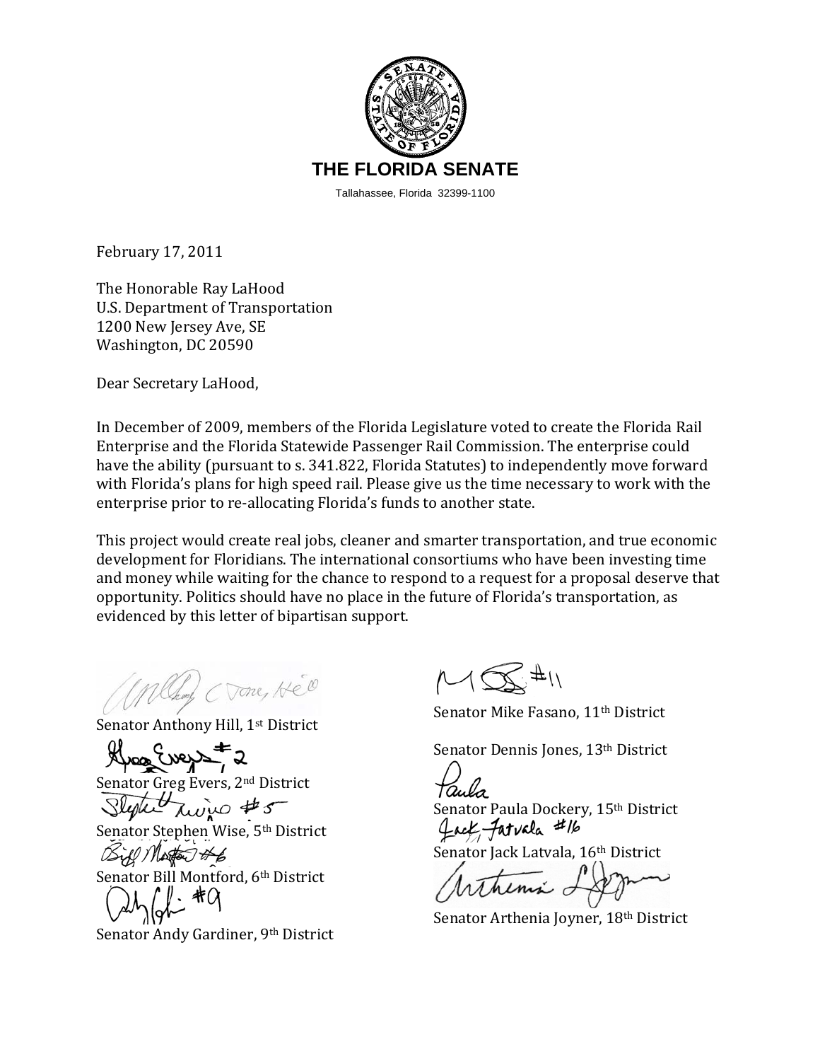# THE FLORIDA SENATE

Tallahassee, Florida 32399-1100

February 17, 2011

The Honorable Ray LaHood
U.S. Department of Transportation
1200 New Jersey Ave, SE
Washington, DC 20590

Dear Secretary LaHood,

In December of 2009, members of the Florida Legislature voted to create the Florida Rail Enterprise and the Florida Statewide Passenger Rail Commission. The enterprise could have the ability (pursuant to s. 341.822, Florida Statutes) to independently move forward with Florida's plans for high speed rail. Please give us the time necessary to work with the enterprise prior to re-allocating Florida's funds to another state.

This project would create real jobs, cleaner and smarter transportation, and true economic development for Floridians. The international consortiums who have been investing time and money while waiting for the chance to respond to a request for a proposal deserve that opportunity. Politics should have no place in the future of Florida's transportation, as evidenced by this letter of bipartisan support.

Senator Anthony Hill, 1st District

Senator Greg Evers, 2nd District

Senator Stephen Wise, 5th District

Senator Bill Montford, 6th District

Senator Andy Gardiner, 9th District

Senator Mike Fasano, 11th District

Senator Dennis Jones, 13th District

Senator Paula Dockery, 15th District

Senator Jack Latvala, 16th District

Senator Arthenia Joyner, 18th District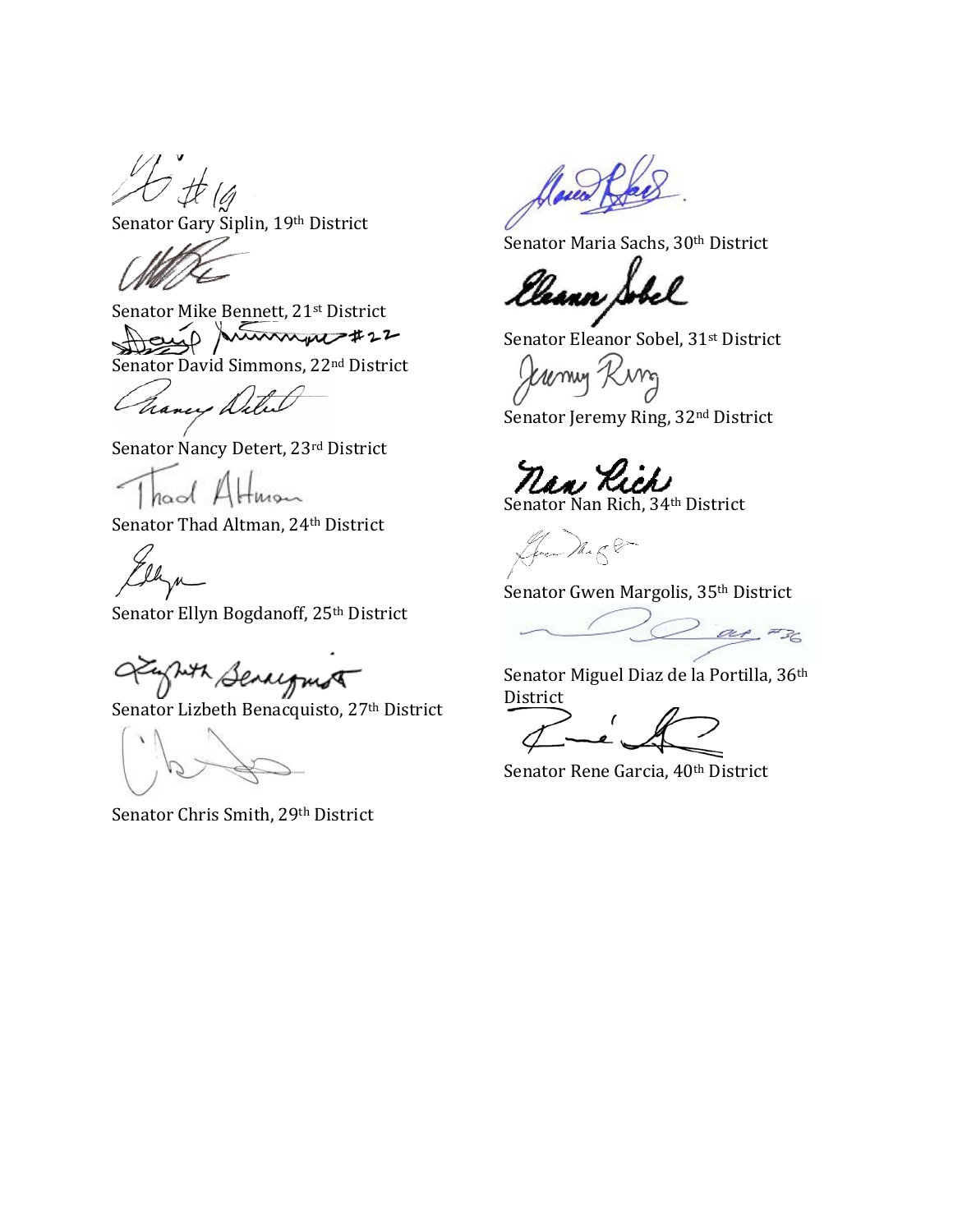Senator Gary Siplin, 19th District

Senator Mike Bennett, 21st District

Senator David Simmons, 22nd District

Senator Nancy Detert, 23rd District

Senator Thad Altman, 24th District

Senator Ellyn Bogdanoff, 25th District

Senator Lizbeth Benacquisto, 27th District

Senator Chris Smith, 29th District

Senator Maria Sachs, 30th District

Senator Eleanor Sobel, 31st District

Senator Jeremy Ring, 32nd District

Senator Nan Rich, 34th District

Senator Gwen Margolis, 35th District

Senator Miguel Diaz de la Portilla, 36th District

Senator Rene Garcia, 40th District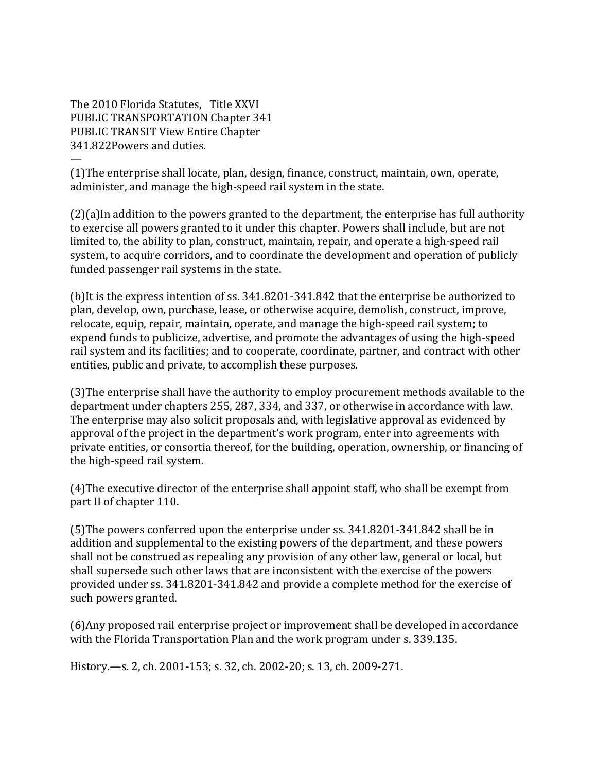The 2010 Florida Statutes, Title XXVI
PUBLIC TRANSPORTATION Chapter 341
PUBLIC TRANSIT View Entire Chapter
341.822Powers and duties.
—

(1)The enterprise shall locate, plan, design, finance, construct, maintain, own, operate, administer, and manage the high-speed rail system in the state.

(2)(a)In addition to the powers granted to the department, the enterprise has full authority to exercise all powers granted to it under this chapter. Powers shall include, but are not limited to, the ability to plan, construct, maintain, repair, and operate a high-speed rail system, to acquire corridors, and to coordinate the development and operation of publicly funded passenger rail systems in the state.

(b)It is the express intention of ss. 341.8201-341.842 that the enterprise be authorized to plan, develop, own, purchase, lease, or otherwise acquire, demolish, construct, improve, relocate, equip, repair, maintain, operate, and manage the high-speed rail system; to expend funds to publicize, advertise, and promote the advantages of using the high-speed rail system and its facilities; and to cooperate, coordinate, partner, and contract with other entities, public and private, to accomplish these purposes.

(3)The enterprise shall have the authority to employ procurement methods available to the department under chapters 255, 287, 334, and 337, or otherwise in accordance with law. The enterprise may also solicit proposals and, with legislative approval as evidenced by approval of the project in the department's work program, enter into agreements with private entities, or consortia thereof, for the building, operation, ownership, or financing of the high-speed rail system.

(4)The executive director of the enterprise shall appoint staff, who shall be exempt from part II of chapter 110.

(5)The powers conferred upon the enterprise under ss. 341.8201-341.842 shall be in addition and supplemental to the existing powers of the department, and these powers shall not be construed as repealing any provision of any other law, general or local, but shall supersede such other laws that are inconsistent with the exercise of the powers provided under ss. 341.8201-341.842 and provide a complete method for the exercise of such powers granted.

(6)Any proposed rail enterprise project or improvement shall be developed in accordance with the Florida Transportation Plan and the work program under s. 339.135.

History.—s. 2, ch. 2001-153; s. 32, ch. 2002-20; s. 13, ch. 2009-271.